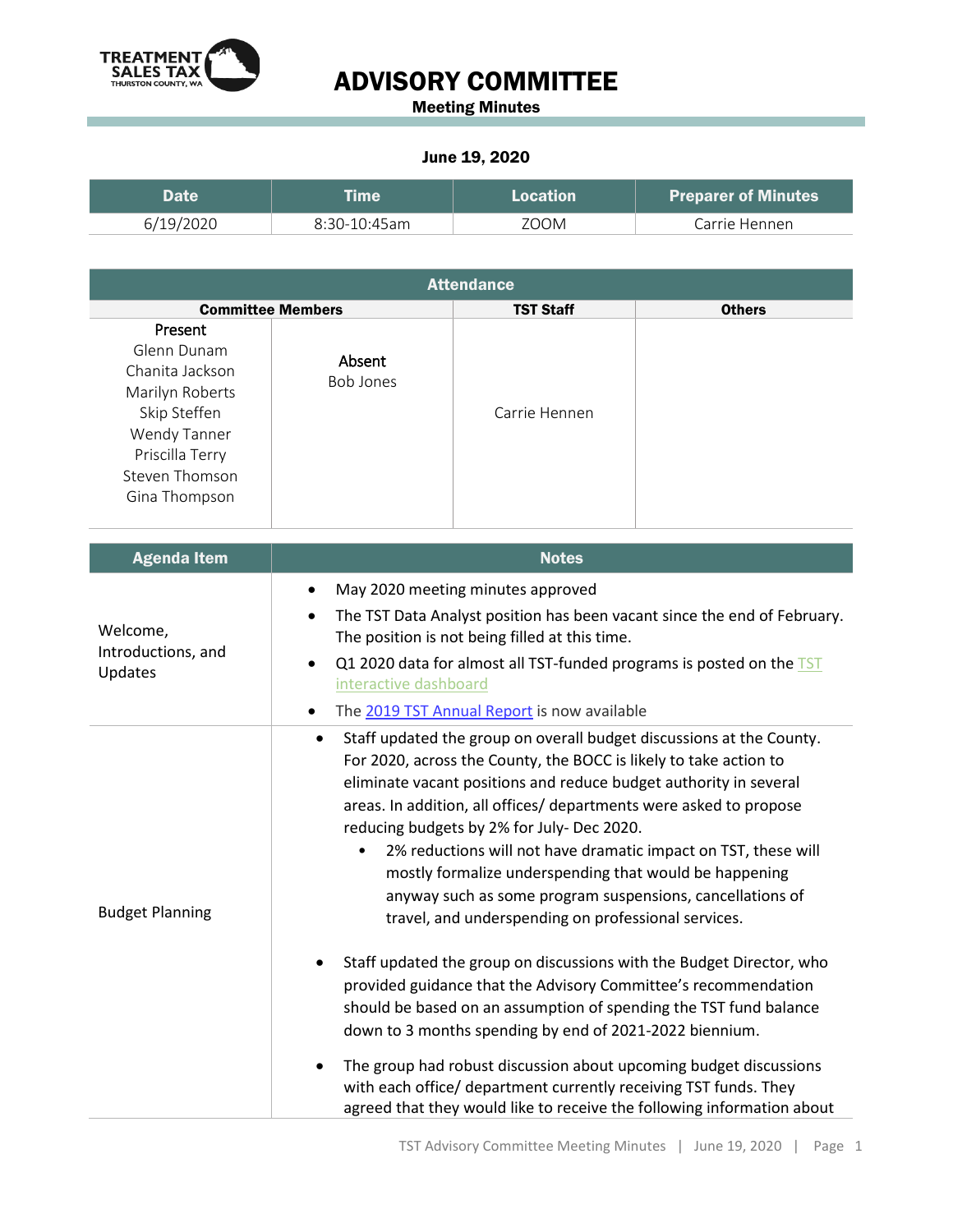# ADVISORY COMMITTEE

**Meeting Minutes**

**June 19, 2020**

| Date | Time | Location | Preparer of Minutes |
|---|---|---|---|
| 6/19/2020 | 8:30-10:45am | ZOOM | Carrie Hennen |

| Attendance | | | |
|---|---|---|---|
| **Committee Members** | | **TST Staff** | **Others** |
| Present<br>Glenn Dunam<br>Chanita Jackson<br>Marilyn Roberts<br>Skip Steffen<br>Wendy Tanner<br>Priscilla Terry<br>Steven Thomson<br>Gina Thompson | Absent<br>Bob Jones | Carrie Hennen | |

| Agenda Item | Notes |
|---|---|
| Welcome, Introductions, and Updates | • May 2020 meeting minutes approved<br>• The TST Data Analyst position has been vacant since the end of February. The position is not being filled at this time.<br>• Q1 2020 data for almost all TST-funded programs is posted on the TST interactive dashboard<br>• The 2019 TST Annual Report is now available |
| Budget Planning | • Staff updated the group on overall budget discussions at the County. For 2020, across the County, the BOCC is likely to take action to eliminate vacant positions and reduce budget authority in several areas. In addition, all offices/ departments were asked to propose reducing budgets by 2% for July- Dec 2020.<br>&nbsp;&nbsp;&nbsp;&nbsp;◦ 2% reductions will not have dramatic impact on TST, these will mostly formalize underspending that would be happening anyway such as some program suspensions, cancellations of travel, and underspending on professional services.<br><br>• Staff updated the group on discussions with the Budget Director, who provided guidance that the Advisory Committee's recommendation should be based on an assumption of spending the TST fund balance down to 3 months spending by end of 2021-2022 biennium.<br>• The group had robust discussion about upcoming budget discussions with each office/ department currently receiving TST funds. They agreed that they would like to receive the following information about |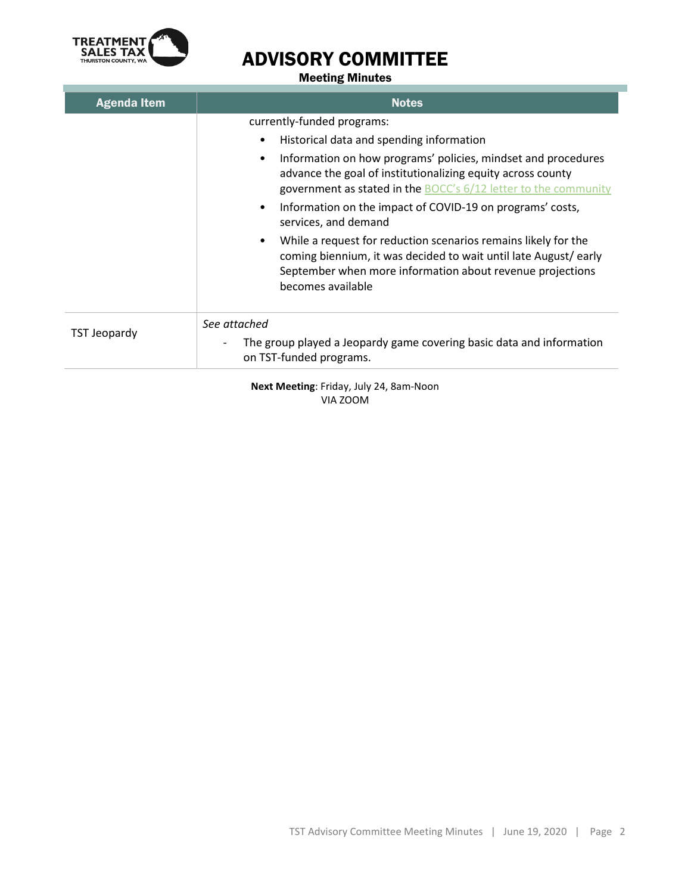| Agenda Item | Notes |
|---|---|
| | currently-funded programs: <br>• Historical data and spending information <br>• Information on how programs' policies, mindset and procedures advance the goal of institutionalizing equity across county government as stated in the BOCC's 6/12 letter to the community <br>• Information on the impact of COVID-19 on programs' costs, services, and demand <br>• While a request for reduction scenarios remains likely for the coming biennium, it was decided to wait until late August/ early September when more information about revenue projections becomes available |
| TST Jeopardy | *See attached* <br>- The group played a Jeopardy game covering basic data and information on TST-funded programs. |

**Next Meeting**: Friday, July 24, 8am-Noon
VIA ZOOM